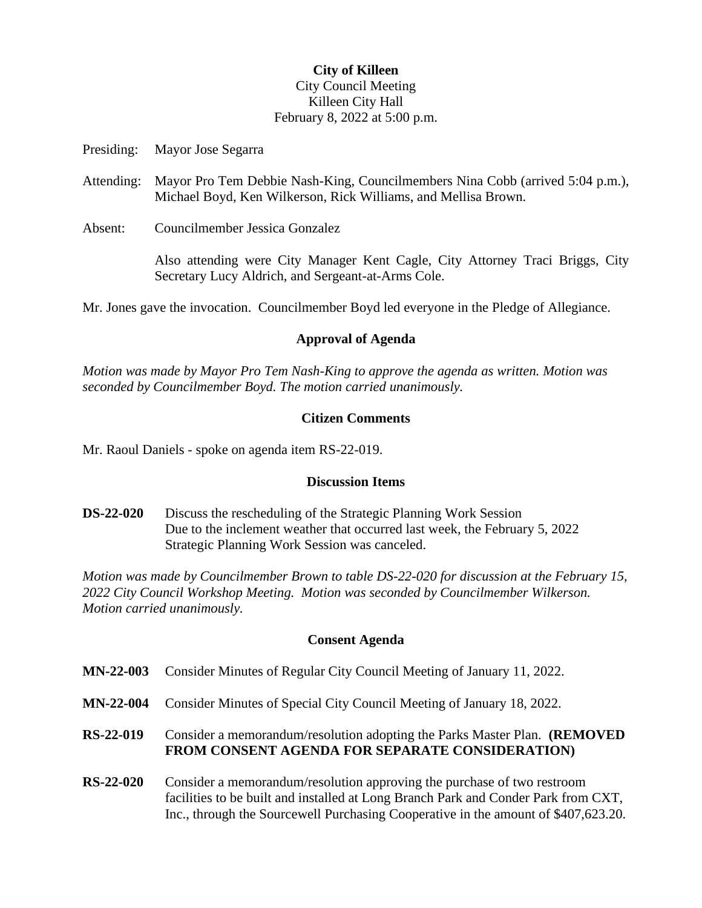**City of Killeen**
City Council Meeting
Killeen City Hall
February 8, 2022 at 5:00 p.m.

Presiding: Mayor Jose Segarra

Attending: Mayor Pro Tem Debbie Nash-King, Councilmembers Nina Cobb (arrived 5:04 p.m.), Michael Boyd, Ken Wilkerson, Rick Williams, and Mellisa Brown.

Absent: Councilmember Jessica Gonzalez

Also attending were City Manager Kent Cagle, City Attorney Traci Briggs, City Secretary Lucy Aldrich, and Sergeant-at-Arms Cole.

Mr. Jones gave the invocation. Councilmember Boyd led everyone in the Pledge of Allegiance.

## Approval of Agenda

*Motion was made by Mayor Pro Tem Nash-King to approve the agenda as written. Motion was seconded by Councilmember Boyd. The motion carried unanimously.*

## Citizen Comments

Mr. Raoul Daniels - spoke on agenda item RS-22-019.

## Discussion Items

**DS-22-020** Discuss the rescheduling of the Strategic Planning Work Session
Due to the inclement weather that occurred last week, the February 5, 2022 Strategic Planning Work Session was canceled.

*Motion was made by Councilmember Brown to table DS-22-020 for discussion at the February 15, 2022 City Council Workshop Meeting. Motion was seconded by Councilmember Wilkerson. Motion carried unanimously.*

## Consent Agenda

**MN-22-003** Consider Minutes of Regular City Council Meeting of January 11, 2022.

**MN-22-004** Consider Minutes of Special City Council Meeting of January 18, 2022.

**RS-22-019** Consider a memorandum/resolution adopting the Parks Master Plan. **(REMOVED FROM CONSENT AGENDA FOR SEPARATE CONSIDERATION)**

**RS-22-020** Consider a memorandum/resolution approving the purchase of two restroom facilities to be built and installed at Long Branch Park and Conder Park from CXT, Inc., through the Sourcewell Purchasing Cooperative in the amount of $407,623.20.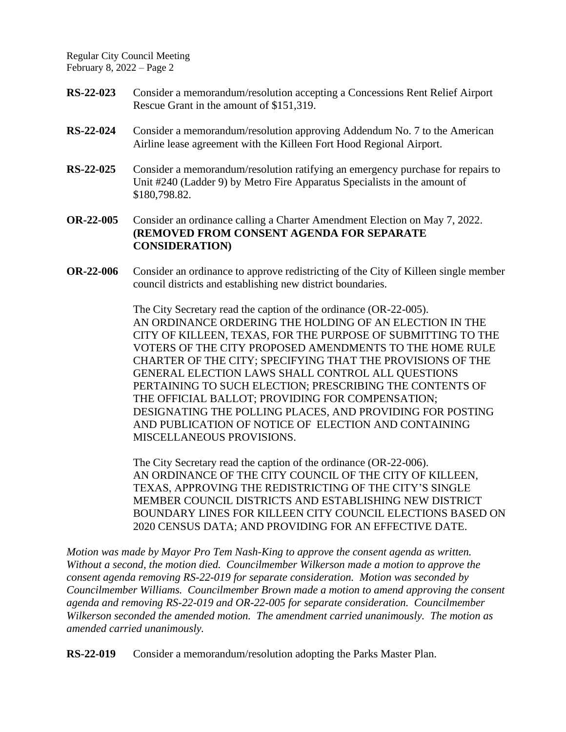**RS-22-023** Consider a memorandum/resolution accepting a Concessions Rent Relief Airport Rescue Grant in the amount of $151,319.

**RS-22-024** Consider a memorandum/resolution approving Addendum No. 7 to the American Airline lease agreement with the Killeen Fort Hood Regional Airport.

**RS-22-025** Consider a memorandum/resolution ratifying an emergency purchase for repairs to Unit #240 (Ladder 9) by Metro Fire Apparatus Specialists in the amount of $180,798.82.

**OR-22-005** Consider an ordinance calling a Charter Amendment Election on May 7, 2022. **(REMOVED FROM CONSENT AGENDA FOR SEPARATE CONSIDERATION)**

**OR-22-006** Consider an ordinance to approve redistricting of the City of Killeen single member council districts and establishing new district boundaries.

The City Secretary read the caption of the ordinance (OR-22-005).
AN ORDINANCE ORDERING THE HOLDING OF AN ELECTION IN THE CITY OF KILLEEN, TEXAS, FOR THE PURPOSE OF SUBMITTING TO THE VOTERS OF THE CITY PROPOSED AMENDMENTS TO THE HOME RULE CHARTER OF THE CITY; SPECIFYING THAT THE PROVISIONS OF THE GENERAL ELECTION LAWS SHALL CONTROL ALL QUESTIONS PERTAINING TO SUCH ELECTION; PRESCRIBING THE CONTENTS OF THE OFFICIAL BALLOT; PROVIDING FOR COMPENSATION; DESIGNATING THE POLLING PLACES, AND PROVIDING FOR POSTING AND PUBLICATION OF NOTICE OF ELECTION AND CONTAINING MISCELLANEOUS PROVISIONS.

The City Secretary read the caption of the ordinance (OR-22-006).
AN ORDINANCE OF THE CITY COUNCIL OF THE CITY OF KILLEEN, TEXAS, APPROVING THE REDISTRICTING OF THE CITY'S SINGLE MEMBER COUNCIL DISTRICTS AND ESTABLISHING NEW DISTRICT BOUNDARY LINES FOR KILLEEN CITY COUNCIL ELECTIONS BASED ON 2020 CENSUS DATA; AND PROVIDING FOR AN EFFECTIVE DATE.

*Motion was made by Mayor Pro Tem Nash-King to approve the consent agenda as written. Without a second, the motion died. Councilmember Wilkerson made a motion to approve the consent agenda removing RS-22-019 for separate consideration. Motion was seconded by Councilmember Williams. Councilmember Brown made a motion to amend approving the consent agenda and removing RS-22-019 and OR-22-005 for separate consideration. Councilmember Wilkerson seconded the amended motion. The amendment carried unanimously. The motion as amended carried unanimously.*

**RS-22-019** Consider a memorandum/resolution adopting the Parks Master Plan.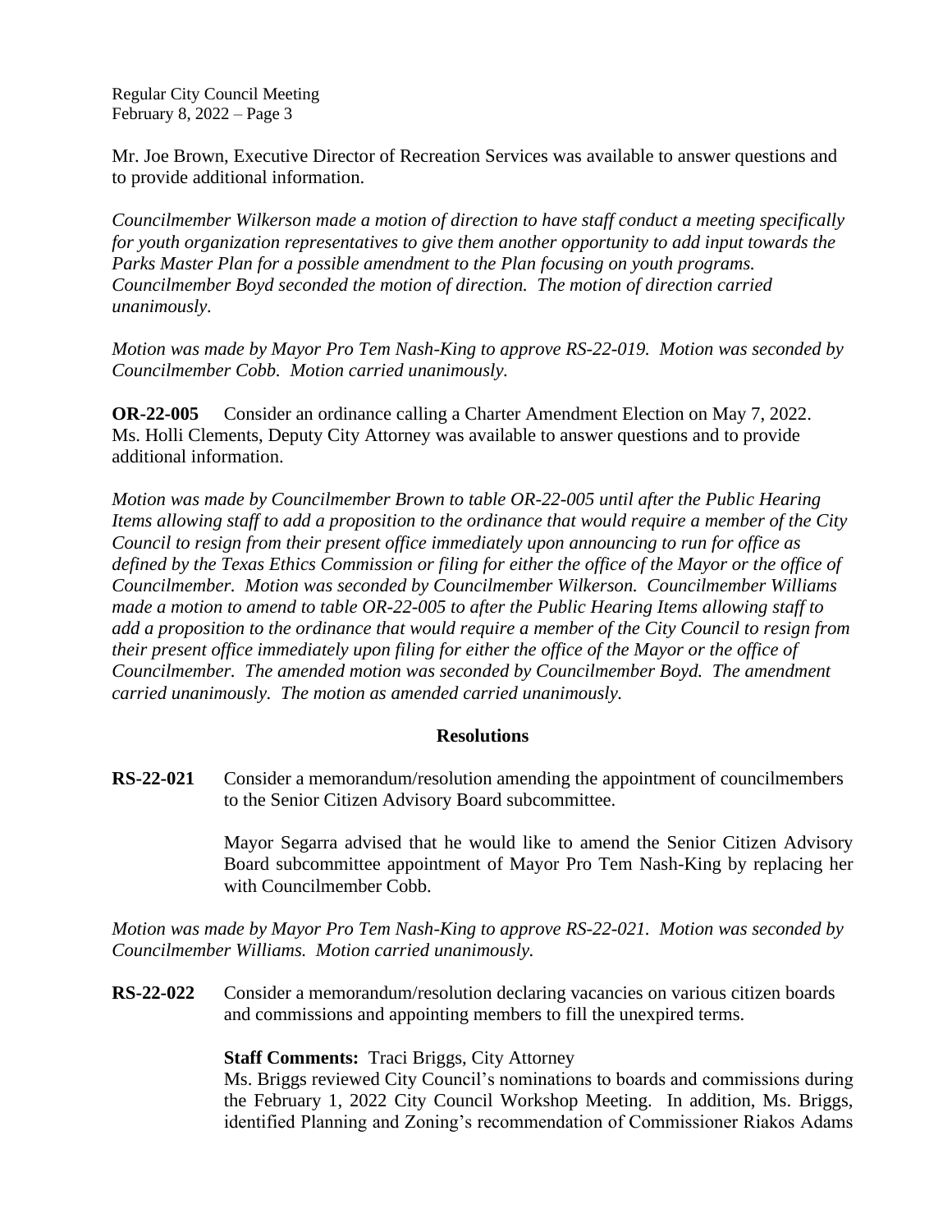Mr. Joe Brown, Executive Director of Recreation Services was available to answer questions and to provide additional information.

*Councilmember Wilkerson made a motion of direction to have staff conduct a meeting specifically for youth organization representatives to give them another opportunity to add input towards the Parks Master Plan for a possible amendment to the Plan focusing on youth programs. Councilmember Boyd seconded the motion of direction. The motion of direction carried unanimously.*

*Motion was made by Mayor Pro Tem Nash-King to approve RS-22-019. Motion was seconded by Councilmember Cobb. Motion carried unanimously.*

**OR-22-005** Consider an ordinance calling a Charter Amendment Election on May 7, 2022. Ms. Holli Clements, Deputy City Attorney was available to answer questions and to provide additional information.

*Motion was made by Councilmember Brown to table OR-22-005 until after the Public Hearing Items allowing staff to add a proposition to the ordinance that would require a member of the City Council to resign from their present office immediately upon announcing to run for office as defined by the Texas Ethics Commission or filing for either the office of the Mayor or the office of Councilmember. Motion was seconded by Councilmember Wilkerson. Councilmember Williams made a motion to amend to table OR-22-005 to after the Public Hearing Items allowing staff to add a proposition to the ordinance that would require a member of the City Council to resign from their present office immediately upon filing for either the office of the Mayor or the office of Councilmember. The amended motion was seconded by Councilmember Boyd. The amendment carried unanimously. The motion as amended carried unanimously.*

## Resolutions

**RS-22-021** Consider a memorandum/resolution amending the appointment of councilmembers to the Senior Citizen Advisory Board subcommittee.

Mayor Segarra advised that he would like to amend the Senior Citizen Advisory Board subcommittee appointment of Mayor Pro Tem Nash-King by replacing her with Councilmember Cobb.

*Motion was made by Mayor Pro Tem Nash-King to approve RS-22-021. Motion was seconded by Councilmember Williams. Motion carried unanimously.*

**RS-22-022** Consider a memorandum/resolution declaring vacancies on various citizen boards and commissions and appointing members to fill the unexpired terms.

**Staff Comments:** Traci Briggs, City Attorney
Ms. Briggs reviewed City Council's nominations to boards and commissions during the February 1, 2022 City Council Workshop Meeting. In addition, Ms. Briggs, identified Planning and Zoning's recommendation of Commissioner Riakos Adams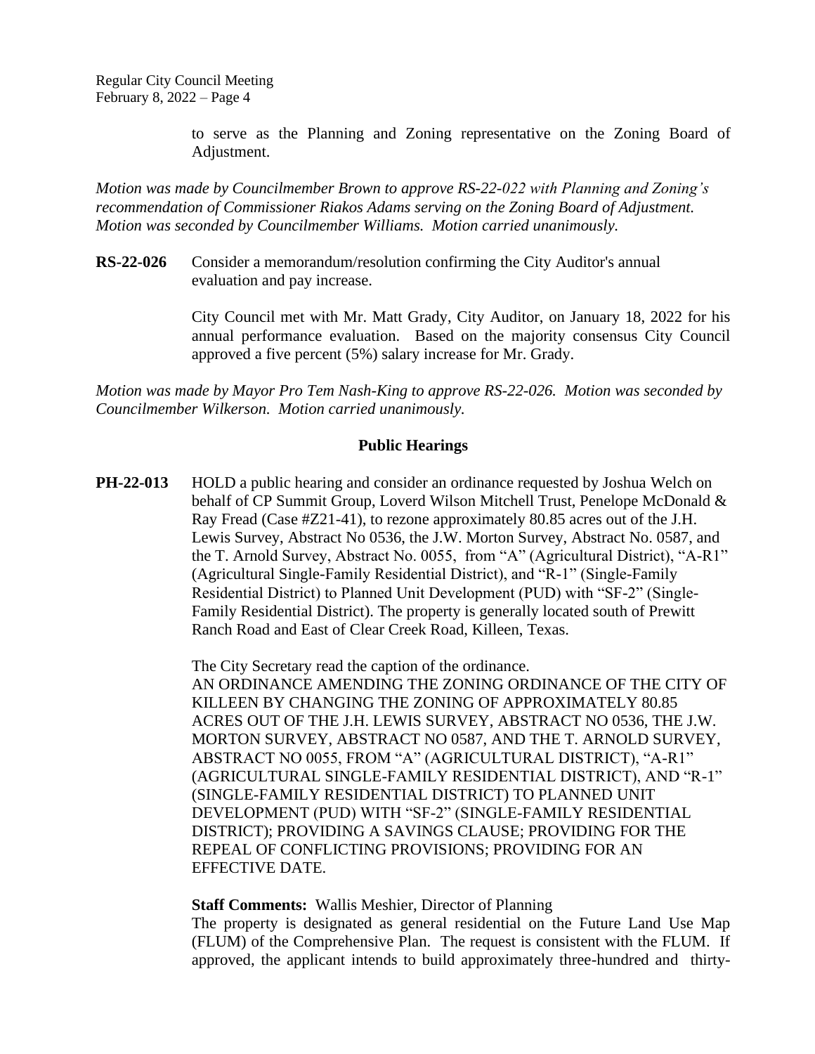to serve as the Planning and Zoning representative on the Zoning Board of Adjustment.

*Motion was made by Councilmember Brown to approve RS-22-022 with Planning and Zoning's recommendation of Commissioner Riakos Adams serving on the Zoning Board of Adjustment. Motion was seconded by Councilmember Williams. Motion carried unanimously.*

**RS-22-026** Consider a memorandum/resolution confirming the City Auditor's annual evaluation and pay increase.

City Council met with Mr. Matt Grady, City Auditor, on January 18, 2022 for his annual performance evaluation. Based on the majority consensus City Council approved a five percent (5%) salary increase for Mr. Grady.

*Motion was made by Mayor Pro Tem Nash-King to approve RS-22-026. Motion was seconded by Councilmember Wilkerson. Motion carried unanimously.*

## Public Hearings

**PH-22-013** HOLD a public hearing and consider an ordinance requested by Joshua Welch on behalf of CP Summit Group, Loverd Wilson Mitchell Trust, Penelope McDonald & Ray Fread (Case #Z21-41), to rezone approximately 80.85 acres out of the J.H. Lewis Survey, Abstract No 0536, the J.W. Morton Survey, Abstract No. 0587, and the T. Arnold Survey, Abstract No. 0055, from "A" (Agricultural District), "A-R1" (Agricultural Single-Family Residential District), and "R-1" (Single-Family Residential District) to Planned Unit Development (PUD) with "SF-2" (Single-Family Residential District). The property is generally located south of Prewitt Ranch Road and East of Clear Creek Road, Killeen, Texas.

The City Secretary read the caption of the ordinance.
AN ORDINANCE AMENDING THE ZONING ORDINANCE OF THE CITY OF KILLEEN BY CHANGING THE ZONING OF APPROXIMATELY 80.85 ACRES OUT OF THE J.H. LEWIS SURVEY, ABSTRACT NO 0536, THE J.W. MORTON SURVEY, ABSTRACT NO 0587, AND THE T. ARNOLD SURVEY, ABSTRACT NO 0055, FROM "A" (AGRICULTURAL DISTRICT), "A-R1" (AGRICULTURAL SINGLE-FAMILY RESIDENTIAL DISTRICT), AND "R-1" (SINGLE-FAMILY RESIDENTIAL DISTRICT) TO PLANNED UNIT DEVELOPMENT (PUD) WITH "SF-2" (SINGLE-FAMILY RESIDENTIAL DISTRICT); PROVIDING A SAVINGS CLAUSE; PROVIDING FOR THE REPEAL OF CONFLICTING PROVISIONS; PROVIDING FOR AN EFFECTIVE DATE.

**Staff Comments:** Wallis Meshier, Director of Planning
The property is designated as general residential on the Future Land Use Map (FLUM) of the Comprehensive Plan. The request is consistent with the FLUM. If approved, the applicant intends to build approximately three-hundred and thirty-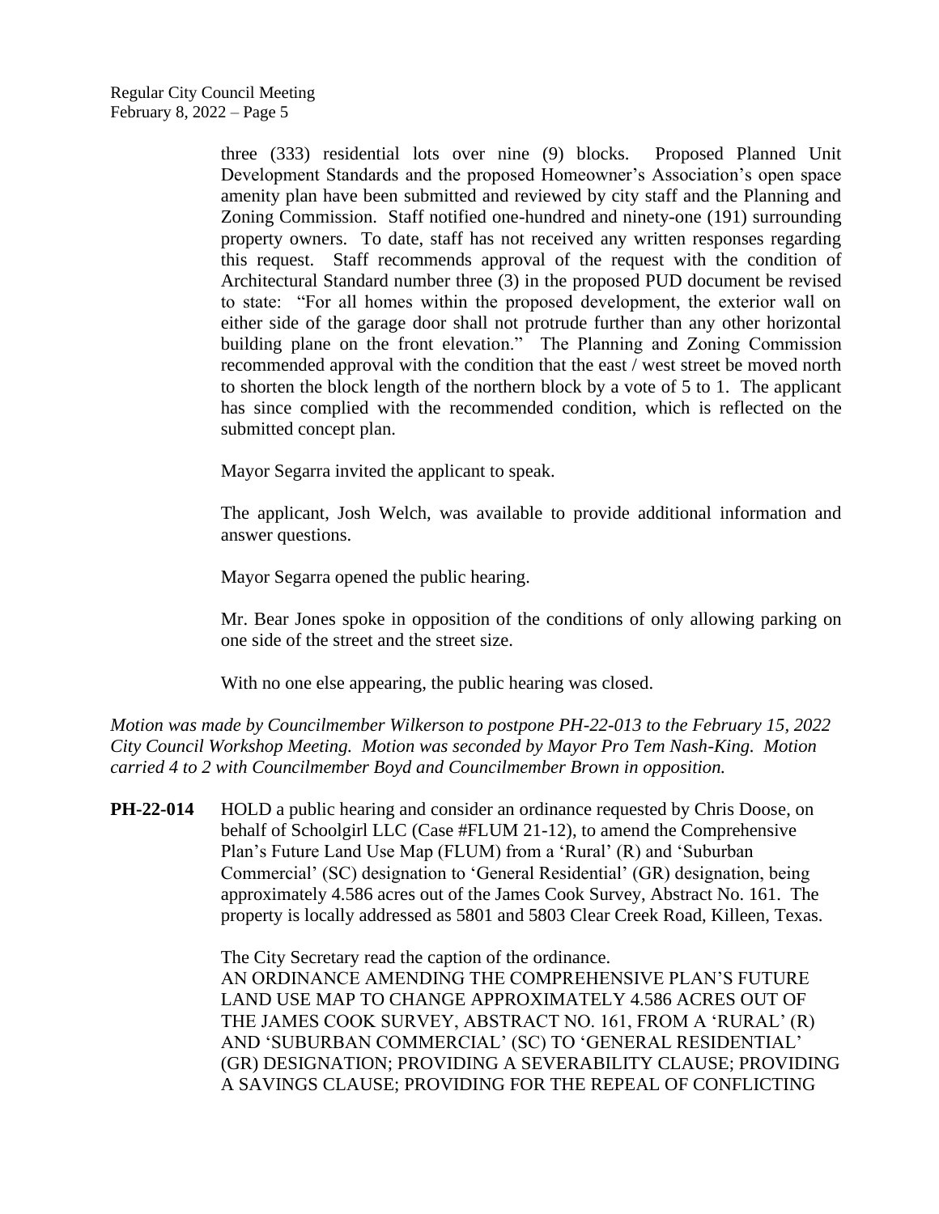three (333) residential lots over nine (9) blocks. Proposed Planned Unit Development Standards and the proposed Homeowner's Association's open space amenity plan have been submitted and reviewed by city staff and the Planning and Zoning Commission. Staff notified one-hundred and ninety-one (191) surrounding property owners. To date, staff has not received any written responses regarding this request. Staff recommends approval of the request with the condition of Architectural Standard number three (3) in the proposed PUD document be revised to state: "For all homes within the proposed development, the exterior wall on either side of the garage door shall not protrude further than any other horizontal building plane on the front elevation." The Planning and Zoning Commission recommended approval with the condition that the east / west street be moved north to shorten the block length of the northern block by a vote of 5 to 1. The applicant has since complied with the recommended condition, which is reflected on the submitted concept plan.

Mayor Segarra invited the applicant to speak.

The applicant, Josh Welch, was available to provide additional information and answer questions.

Mayor Segarra opened the public hearing.

Mr. Bear Jones spoke in opposition of the conditions of only allowing parking on one side of the street and the street size.

With no one else appearing, the public hearing was closed.

*Motion was made by Councilmember Wilkerson to postpone PH-22-013 to the February 15, 2022 City Council Workshop Meeting. Motion was seconded by Mayor Pro Tem Nash-King. Motion carried 4 to 2 with Councilmember Boyd and Councilmember Brown in opposition.*

**PH-22-014** HOLD a public hearing and consider an ordinance requested by Chris Doose, on behalf of Schoolgirl LLC (Case #FLUM 21-12), to amend the Comprehensive Plan's Future Land Use Map (FLUM) from a 'Rural' (R) and 'Suburban Commercial' (SC) designation to 'General Residential' (GR) designation, being approximately 4.586 acres out of the James Cook Survey, Abstract No. 161. The property is locally addressed as 5801 and 5803 Clear Creek Road, Killeen, Texas.

The City Secretary read the caption of the ordinance.
AN ORDINANCE AMENDING THE COMPREHENSIVE PLAN'S FUTURE LAND USE MAP TO CHANGE APPROXIMATELY 4.586 ACRES OUT OF THE JAMES COOK SURVEY, ABSTRACT NO. 161, FROM A 'RURAL' (R) AND 'SUBURBAN COMMERCIAL' (SC) TO 'GENERAL RESIDENTIAL' (GR) DESIGNATION; PROVIDING A SEVERABILITY CLAUSE; PROVIDING A SAVINGS CLAUSE; PROVIDING FOR THE REPEAL OF CONFLICTING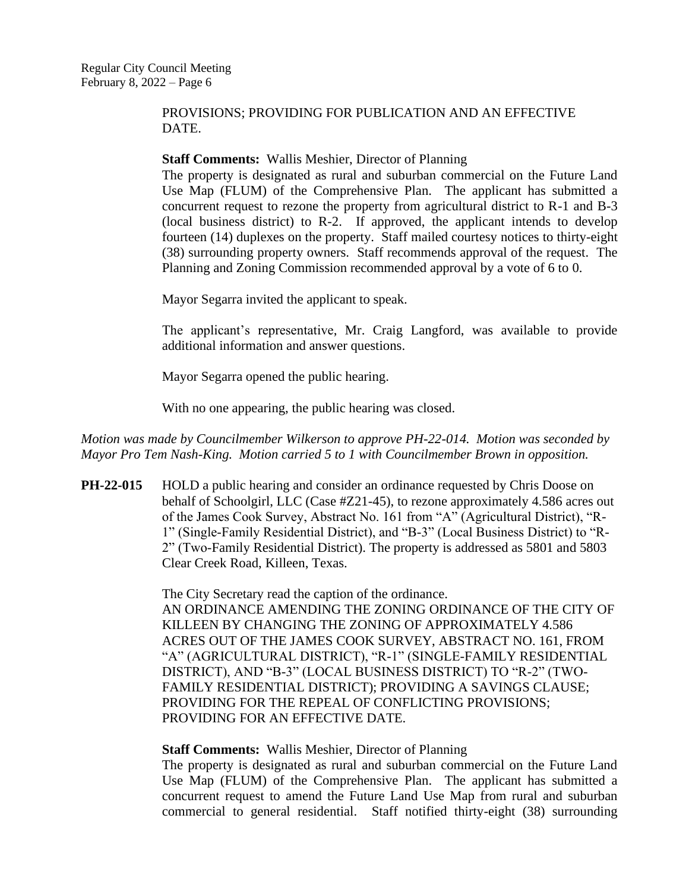PROVISIONS; PROVIDING FOR PUBLICATION AND AN EFFECTIVE DATE.

**Staff Comments:** Wallis Meshier, Director of Planning

The property is designated as rural and suburban commercial on the Future Land Use Map (FLUM) of the Comprehensive Plan. The applicant has submitted a concurrent request to rezone the property from agricultural district to R-1 and B-3 (local business district) to R-2. If approved, the applicant intends to develop fourteen (14) duplexes on the property. Staff mailed courtesy notices to thirty-eight (38) surrounding property owners. Staff recommends approval of the request. The Planning and Zoning Commission recommended approval by a vote of 6 to 0.

Mayor Segarra invited the applicant to speak.

The applicant's representative, Mr. Craig Langford, was available to provide additional information and answer questions.

Mayor Segarra opened the public hearing.

With no one appearing, the public hearing was closed.

*Motion was made by Councilmember Wilkerson to approve PH-22-014. Motion was seconded by Mayor Pro Tem Nash-King. Motion carried 5 to 1 with Councilmember Brown in opposition.*

**PH-22-015** HOLD a public hearing and consider an ordinance requested by Chris Doose on behalf of Schoolgirl, LLC (Case #Z21-45), to rezone approximately 4.586 acres out of the James Cook Survey, Abstract No. 161 from "A" (Agricultural District), "R-1" (Single-Family Residential District), and "B-3" (Local Business District) to "R-2" (Two-Family Residential District). The property is addressed as 5801 and 5803 Clear Creek Road, Killeen, Texas.

The City Secretary read the caption of the ordinance.

AN ORDINANCE AMENDING THE ZONING ORDINANCE OF THE CITY OF KILLEEN BY CHANGING THE ZONING OF APPROXIMATELY 4.586 ACRES OUT OF THE JAMES COOK SURVEY, ABSTRACT NO. 161, FROM "A" (AGRICULTURAL DISTRICT), "R-1" (SINGLE-FAMILY RESIDENTIAL DISTRICT), AND "B-3" (LOCAL BUSINESS DISTRICT) TO "R-2" (TWO-FAMILY RESIDENTIAL DISTRICT); PROVIDING A SAVINGS CLAUSE; PROVIDING FOR THE REPEAL OF CONFLICTING PROVISIONS; PROVIDING FOR AN EFFECTIVE DATE.

**Staff Comments:** Wallis Meshier, Director of Planning

The property is designated as rural and suburban commercial on the Future Land Use Map (FLUM) of the Comprehensive Plan. The applicant has submitted a concurrent request to amend the Future Land Use Map from rural and suburban commercial to general residential. Staff notified thirty-eight (38) surrounding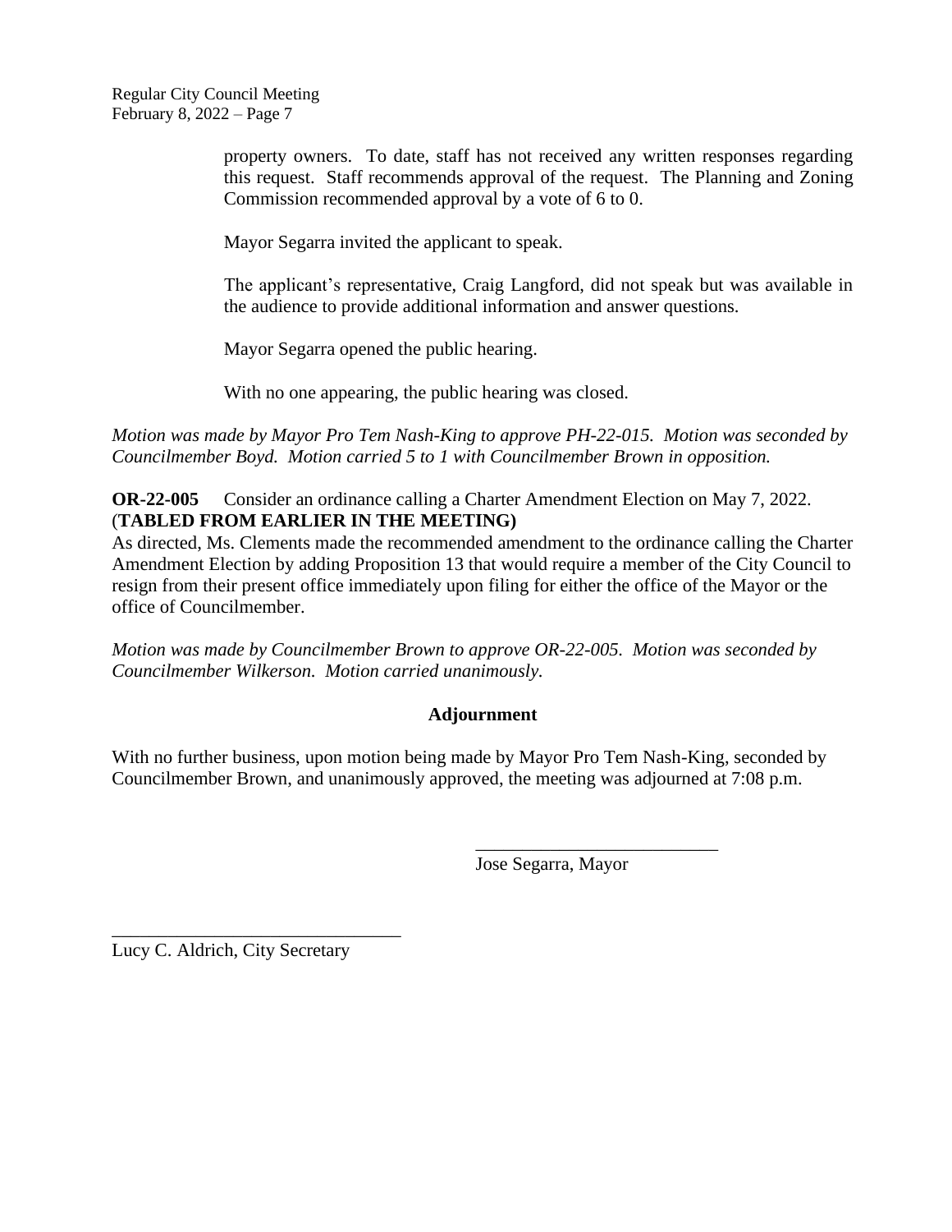property owners. To date, staff has not received any written responses regarding this request. Staff recommends approval of the request. The Planning and Zoning Commission recommended approval by a vote of 6 to 0.

Mayor Segarra invited the applicant to speak.

The applicant's representative, Craig Langford, did not speak but was available in the audience to provide additional information and answer questions.

Mayor Segarra opened the public hearing.

With no one appearing, the public hearing was closed.

*Motion was made by Mayor Pro Tem Nash-King to approve PH-22-015. Motion was seconded by Councilmember Boyd. Motion carried 5 to 1 with Councilmember Brown in opposition.*

**OR-22-005** Consider an ordinance calling a Charter Amendment Election on May 7, 2022. (**TABLED FROM EARLIER IN THE MEETING)**

As directed, Ms. Clements made the recommended amendment to the ordinance calling the Charter Amendment Election by adding Proposition 13 that would require a member of the City Council to resign from their present office immediately upon filing for either the office of the Mayor or the office of Councilmember.

*Motion was made by Councilmember Brown to approve OR-22-005. Motion was seconded by Councilmember Wilkerson. Motion carried unanimously.*

## Adjournment

With no further business, upon motion being made by Mayor Pro Tem Nash-King, seconded by Councilmember Brown, and unanimously approved, the meeting was adjourned at 7:08 p.m.

___________________________
Jose Segarra, Mayor

_______________________________
Lucy C. Aldrich, City Secretary